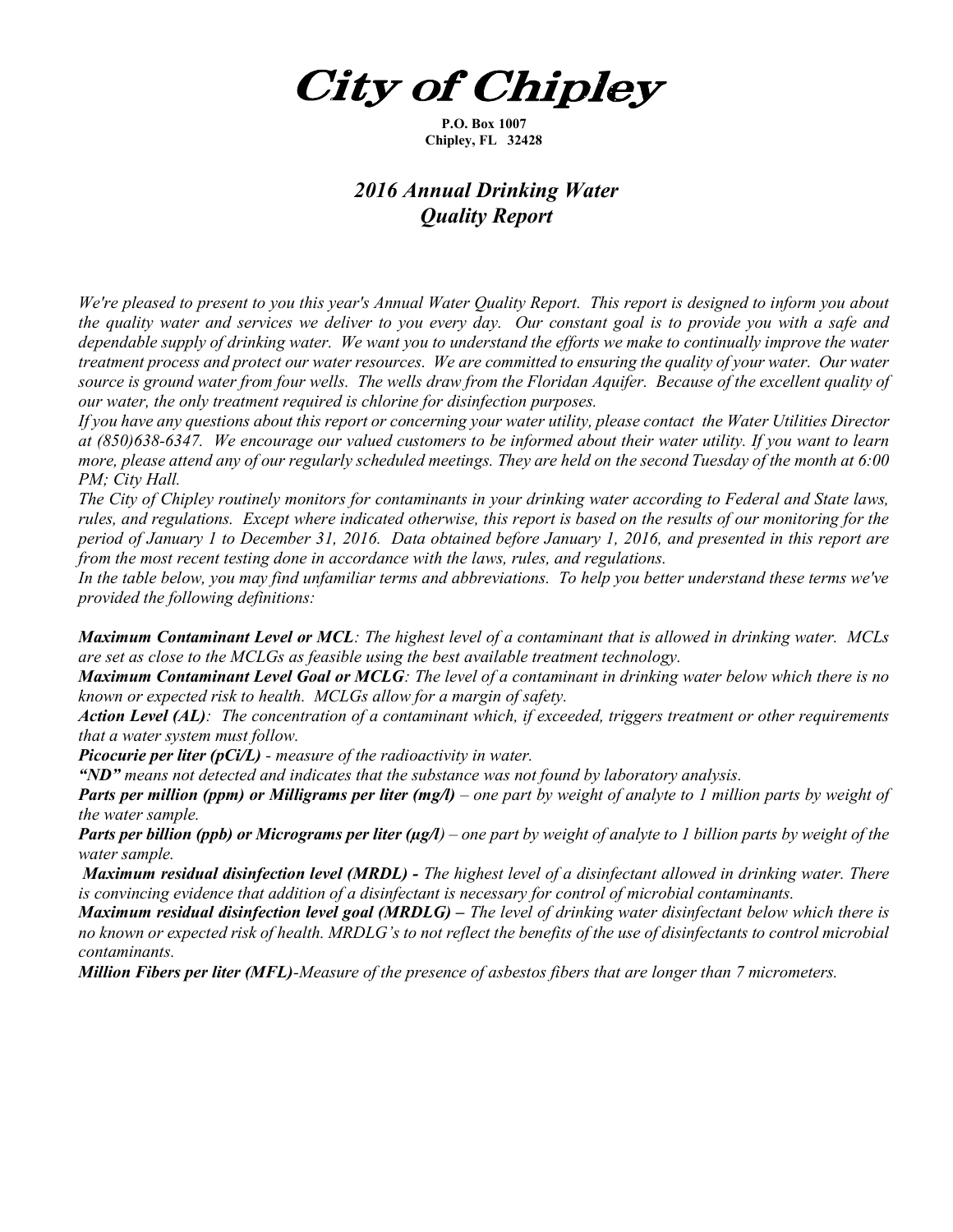# City of Chipley

**P.O. Box 1007**
**Chipley, FL 32428**

## *2016 Annual Drinking Water Quality Report*

*We're pleased to present to you this year's Annual Water Quality Report. This report is designed to inform you about the quality water and services we deliver to you every day. Our constant goal is to provide you with a safe and dependable supply of drinking water. We want you to understand the efforts we make to continually improve the water treatment process and protect our water resources. We are committed to ensuring the quality of your water. Our water source is ground water from four wells. The wells draw from the Floridan Aquifer. Because of the excellent quality of our water, the only treatment required is chlorine for disinfection purposes.*

*If you have any questions about this report or concerning your water utility, please contact the Water Utilities Director at (850)638-6347. We encourage our valued customers to be informed about their water utility. If you want to learn more, please attend any of our regularly scheduled meetings. They are held on the second Tuesday of the month at 6:00 PM; City Hall.*

*The City of Chipley routinely monitors for contaminants in your drinking water according to Federal and State laws, rules, and regulations. Except where indicated otherwise, this report is based on the results of our monitoring for the period of January 1 to December 31, 2016. Data obtained before January 1, 2016, and presented in this report are from the most recent testing done in accordance with the laws, rules, and regulations.*

*In the table below, you may find unfamiliar terms and abbreviations. To help you better understand these terms we've provided the following definitions:*

***Maximum Contaminant Level or MCL**: The highest level of a contaminant that is allowed in drinking water. MCLs are set as close to the MCLGs as feasible using the best available treatment technology.*

***Maximum Contaminant Level Goal or MCLG**: The level of a contaminant in drinking water below which there is no known or expected risk to health. MCLGs allow for a margin of safety.*

***Action Level (AL)**: The concentration of a contaminant which, if exceeded, triggers treatment or other requirements that a water system must follow.*

***Picocurie per liter (pCi/L)** - measure of the radioactivity in water.*

***"ND"** means not detected and indicates that the substance was not found by laboratory analysis.*

***Parts per million (ppm) or Milligrams per liter (mg/l)** – one part by weight of analyte to 1 million parts by weight of the water sample.*

***Parts per billion (ppb) or Micrograms per liter (µg/l)** – one part by weight of analyte to 1 billion parts by weight of the water sample.*

***Maximum residual disinfection level (MRDL) -** The highest level of a disinfectant allowed in drinking water. There is convincing evidence that addition of a disinfectant is necessary for control of microbial contaminants.*

***Maximum residual disinfection level goal (MRDLG) –** The level of drinking water disinfectant below which there is no known or expected risk of health. MRDLG's to not reflect the benefits of the use of disinfectants to control microbial contaminants.*

***Million Fibers per liter (MFL)**-Measure of the presence of asbestos fibers that are longer than 7 micrometers.*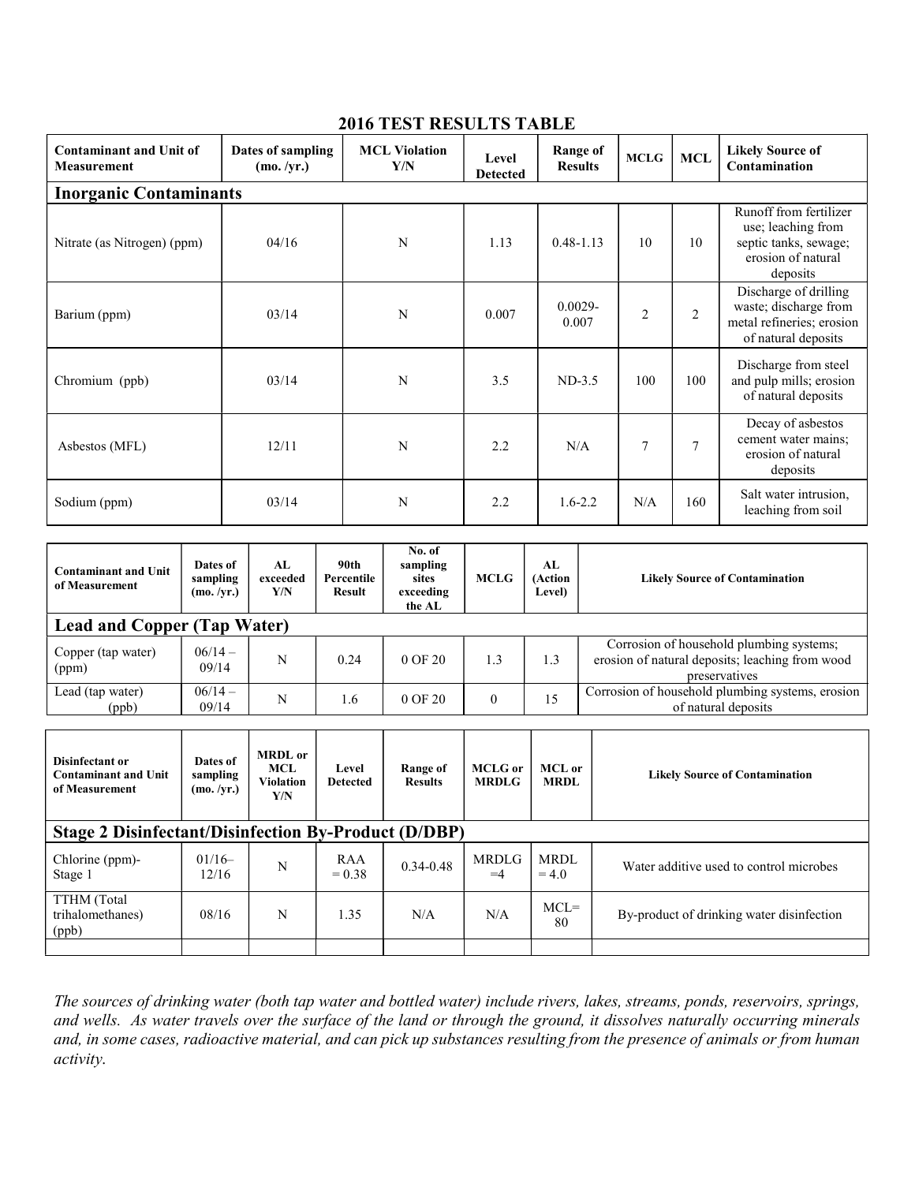## 2016 TEST RESULTS TABLE

| Contaminant and Unit of Measurement | Dates of sampling (mo. /yr.) | MCL Violation Y/N | Level Detected | Range of Results | MCLG | MCL | Likely Source of Contamination |
|---|---|---|---|---|---|---|---|
| **Inorganic Contaminants** | | | | | | | |
| Nitrate (as Nitrogen) (ppm) | 04/16 | N | 1.13 | 0.48-1.13 | 10 | 10 | Runoff from fertilizer use; leaching from septic tanks, sewage; erosion of natural deposits |
| Barium (ppm) | 03/14 | N | 0.007 | 0.0029-0.007 | 2 | 2 | Discharge of drilling waste; discharge from metal refineries; erosion of natural deposits |
| Chromium (ppb) | 03/14 | N | 3.5 | ND-3.5 | 100 | 100 | Discharge from steel and pulp mills; erosion of natural deposits |
| Asbestos (MFL) | 12/11 | N | 2.2 | N/A | 7 | 7 | Decay of asbestos cement water mains; erosion of natural deposits |
| Sodium (ppm) | 03/14 | N | 2.2 | 1.6-2.2 | N/A | 160 | Salt water intrusion, leaching from soil |

| Contaminant and Unit of Measurement | Dates of sampling (mo. /yr.) | AL exceeded Y/N | 90th Percentile Result | No. of sampling sites exceeding the AL | MCLG | AL (Action Level) | Likely Source of Contamination |
|---|---|---|---|---|---|---|---|
| **Lead and Copper (Tap Water)** | | | | | | | |
| Copper (tap water) (ppm) | 06/14 – 09/14 | N | 0.24 | 0 OF 20 | 1.3 | 1.3 | Corrosion of household plumbing systems; erosion of natural deposits; leaching from wood preservatives |
| Lead (tap water) (ppb) | 06/14 – 09/14 | N | 1.6 | 0 OF 20 | 0 | 15 | Corrosion of household plumbing systems, erosion of natural deposits |

| Disinfectant or Contaminant and Unit of Measurement | Dates of sampling (mo. /yr.) | MRDL or MCL Violation Y/N | Level Detected | Range of Results | MCLG or MRDLG | MCL or MRDL | Likely Source of Contamination |
|---|---|---|---|---|---|---|---|
| **Stage 2 Disinfectant/Disinfection By-Product (D/DBP)** | | | | | | | |
| Chlorine (ppm)-Stage 1 | 01/16–12/16 | N | RAA = 0.38 | 0.34-0.48 | MRDLG =4 | MRDL = 4.0 | Water additive used to control microbes |
| TTHM (Total trihalomethanes) (ppb) | 08/16 | N | 1.35 | N/A | N/A | MCL= 80 | By-product of drinking water disinfection |
| | | | | | | | |

*The sources of drinking water (both tap water and bottled water) include rivers, lakes, streams, ponds, reservoirs, springs, and wells. As water travels over the surface of the land or through the ground, it dissolves naturally occurring minerals and, in some cases, radioactive material, and can pick up substances resulting from the presence of animals or from human activity.*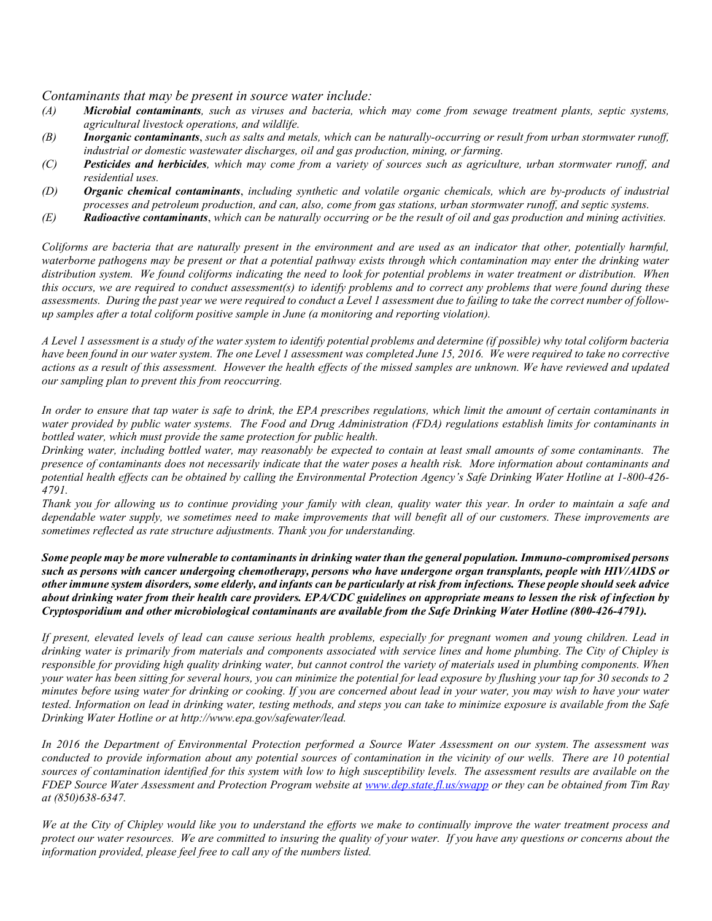*Contaminants that may be present in source water include:*

*(A)* ***Microbial contaminants****, such as viruses and bacteria, which may come from sewage treatment plants, septic systems, agricultural livestock operations, and wildlife.*

*(B)* ***Inorganic contaminants****, such as salts and metals, which can be naturally-occurring or result from urban stormwater runoff, industrial or domestic wastewater discharges, oil and gas production, mining, or farming.*

*(C)* ***Pesticides and herbicides****, which may come from a variety of sources such as agriculture, urban stormwater runoff, and residential uses.*

*(D)* ***Organic chemical contaminants****, including synthetic and volatile organic chemicals, which are by-products of industrial processes and petroleum production, and can, also, come from gas stations, urban stormwater runoff, and septic systems.*

*(E)* ***Radioactive contaminants****, which can be naturally occurring or be the result of oil and gas production and mining activities.*

*Coliforms are bacteria that are naturally present in the environment and are used as an indicator that other, potentially harmful, waterborne pathogens may be present or that a potential pathway exists through which contamination may enter the drinking water distribution system. We found coliforms indicating the need to look for potential problems in water treatment or distribution. When this occurs, we are required to conduct assessment(s) to identify problems and to correct any problems that were found during these assessments. During the past year we were required to conduct a Level 1 assessment due to failing to take the correct number of follow-up samples after a total coliform positive sample in June (a monitoring and reporting violation).*

*A Level 1 assessment is a study of the water system to identify potential problems and determine (if possible) why total coliform bacteria have been found in our water system. The one Level 1 assessment was completed June 15, 2016. We were required to take no corrective actions as a result of this assessment. However the health effects of the missed samples are unknown. We have reviewed and updated our sampling plan to prevent this from reoccurring.*

*In order to ensure that tap water is safe to drink, the EPA prescribes regulations, which limit the amount of certain contaminants in water provided by public water systems. The Food and Drug Administration (FDA) regulations establish limits for contaminants in bottled water, which must provide the same protection for public health.*

*Drinking water, including bottled water, may reasonably be expected to contain at least small amounts of some contaminants. The presence of contaminants does not necessarily indicate that the water poses a health risk. More information about contaminants and potential health effects can be obtained by calling the Environmental Protection Agency's Safe Drinking Water Hotline at 1-800-426-4791.*

*Thank you for allowing us to continue providing your family with clean, quality water this year. In order to maintain a safe and dependable water supply, we sometimes need to make improvements that will benefit all of our customers. These improvements are sometimes reflected as rate structure adjustments. Thank you for understanding.*

***Some people may be more vulnerable to contaminants in drinking water than the general population. Immuno-compromised persons such as persons with cancer undergoing chemotherapy, persons who have undergone organ transplants, people with HIV/AIDS or other immune system disorders, some elderly, and infants can be particularly at risk from infections. These people should seek advice about drinking water from their health care providers. EPA/CDC guidelines on appropriate means to lessen the risk of infection by Cryptosporidium and other microbiological contaminants are available from the Safe Drinking Water Hotline (800-426-4791).***

*If present, elevated levels of lead can cause serious health problems, especially for pregnant women and young children. Lead in drinking water is primarily from materials and components associated with service lines and home plumbing. The City of Chipley is responsible for providing high quality drinking water, but cannot control the variety of materials used in plumbing components. When your water has been sitting for several hours, you can minimize the potential for lead exposure by flushing your tap for 30 seconds to 2 minutes before using water for drinking or cooking. If you are concerned about lead in your water, you may wish to have your water tested. Information on lead in drinking water, testing methods, and steps you can take to minimize exposure is available from the Safe Drinking Water Hotline or at http://www.epa.gov/safewater/lead.*

*In 2016 the Department of Environmental Protection performed a Source Water Assessment on our system. The assessment was conducted to provide information about any potential sources of contamination in the vicinity of our wells. There are 10 potential sources of contamination identified for this system with low to high susceptibility levels. The assessment results are available on the FDEP Source Water Assessment and Protection Program website at [www.dep.state.fl.us/swapp](http://www.dep.state.fl.us/swapp) or they can be obtained from Tim Ray at (850)638-6347.*

*We at the City of Chipley would like you to understand the efforts we make to continually improve the water treatment process and protect our water resources. We are committed to insuring the quality of your water. If you have any questions or concerns about the information provided, please feel free to call any of the numbers listed.*